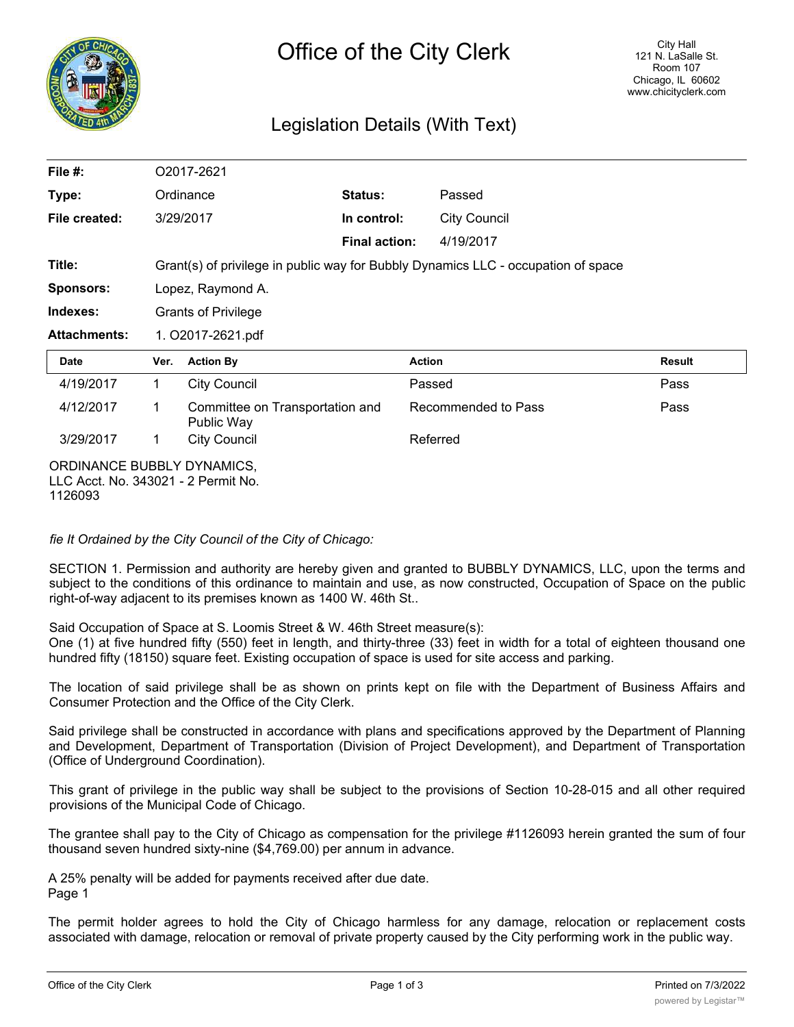# Office of the City Clerk

City Hall
121 N. LaSalle St.
Room 107
Chicago, IL 60602
www.chicityclerk.com

## Legislation Details (With Text)

| | | | |
|---|---|---|---|
| **File #:** | O2017-2621 | | |
| **Type:** | Ordinance | **Status:** | Passed |
| **File created:** | 3/29/2017 | **In control:** | City Council |
| | | **Final action:** | 4/19/2017 |
| **Title:** | Grant(s) of privilege in public way for Bubbly Dynamics LLC - occupation of space | | |
| **Sponsors:** | Lopez, Raymond A. | | |
| **Indexes:** | Grants of Privilege | | |
| **Attachments:** | 1. O2017-2621.pdf | | |

| Date | Ver. | Action By | Action | Result |
|---|---|---|---|---|
| 4/19/2017 | 1 | City Council | Passed | Pass |
| 4/12/2017 | 1 | Committee on Transportation and Public Way | Recommended to Pass | Pass |
| 3/29/2017 | 1 | City Council | Referred | |

ORDINANCE BUBBLY DYNAMICS, LLC Acct. No. 343021 - 2 Permit No. 1126093

*fie It Ordained by the City Council of the City of Chicago:*

SECTION 1. Permission and authority are hereby given and granted to BUBBLY DYNAMICS, LLC, upon the terms and subject to the conditions of this ordinance to maintain and use, as now constructed, Occupation of Space on the public right-of-way adjacent to its premises known as 1400 W. 46th St..

Said Occupation of Space at S. Loomis Street & W. 46th Street measure(s):
One (1) at five hundred fifty (550) feet in length, and thirty-three (33) feet in width for a total of eighteen thousand one hundred fifty (18150) square feet. Existing occupation of space is used for site access and parking.

The location of said privilege shall be as shown on prints kept on file with the Department of Business Affairs and Consumer Protection and the Office of the City Clerk.

Said privilege shall be constructed in accordance with plans and specifications approved by the Department of Planning and Development, Department of Transportation (Division of Project Development), and Department of Transportation (Office of Underground Coordination).

This grant of privilege in the public way shall be subject to the provisions of Section 10-28-015 and all other required provisions of the Municipal Code of Chicago.

The grantee shall pay to the City of Chicago as compensation for the privilege #1126093 herein granted the sum of four thousand seven hundred sixty-nine ($4,769.00) per annum in advance.

A 25% penalty will be added for payments received after due date.
Page 1

The permit holder agrees to hold the City of Chicago harmless for any damage, relocation or replacement costs associated with damage, relocation or removal of private property caused by the City performing work in the public way.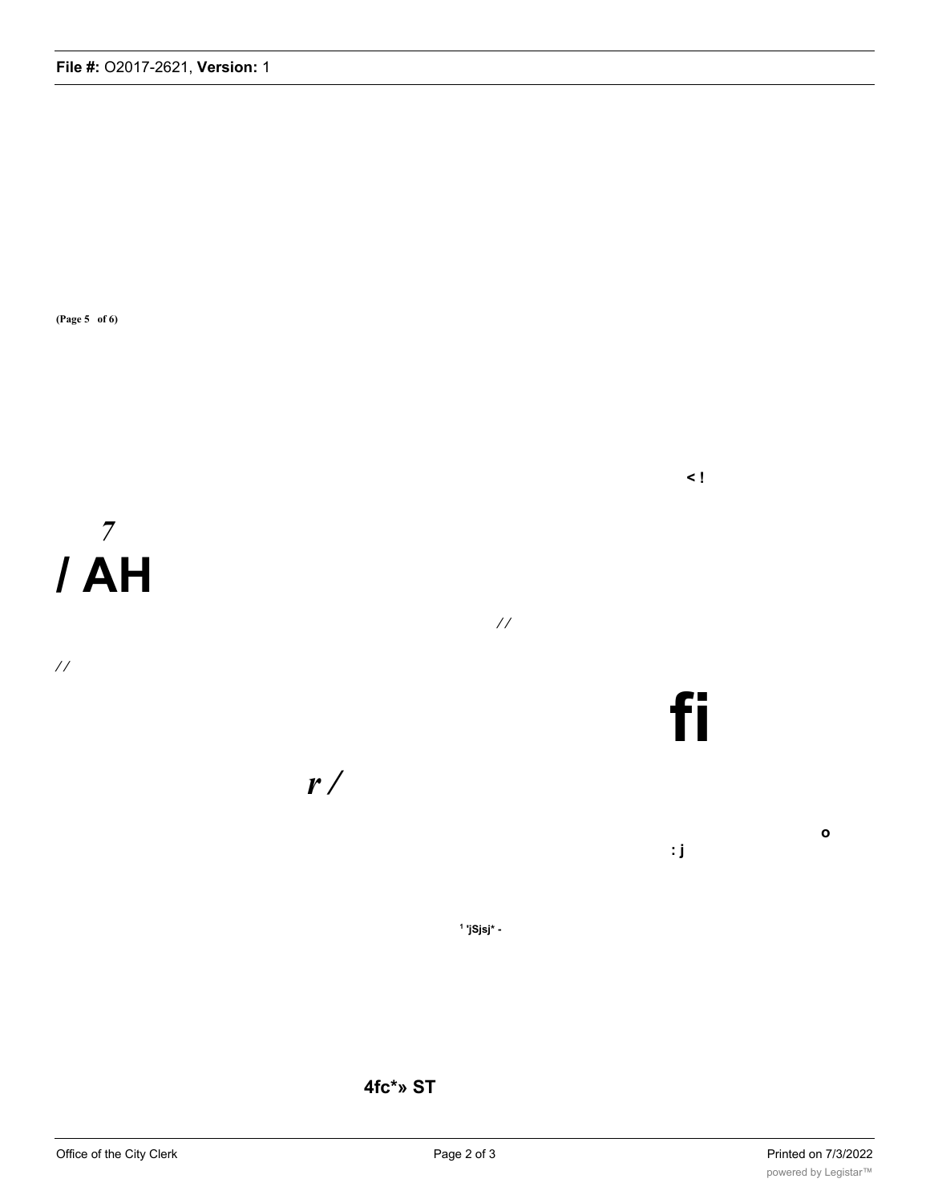(Page 5 of 6)

< !

7

/ AH

//

//

fi

r /

o

: j

1 'jSjsj* -

4fc*» ST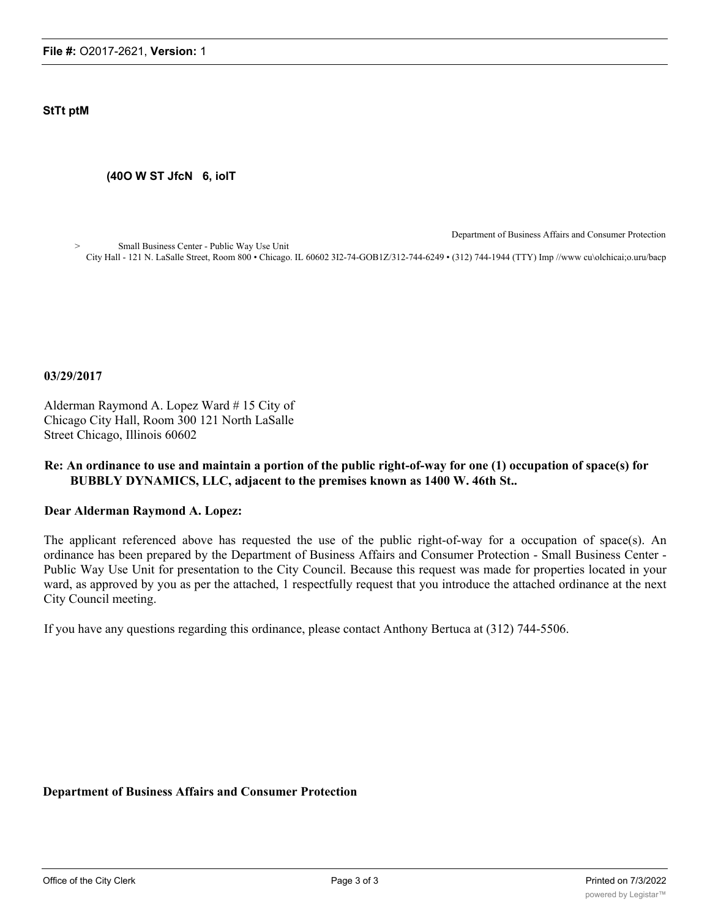**StTt ptM**

**(40O W ST JfcN 6, iolT**

Department of Business Affairs and Consumer Protection

> Small Business Center - Public Way Use Unit

City Hall - 121 N. LaSalle Street, Room 800 • Chicago. IL 60602 3I2-74-GOB1Z/312-744-6249 • (312) 744-1944 (TTY) Imp //www cu\olchicai;o.uru/bacp

**03/29/2017**

Alderman Raymond A. Lopez Ward # 15 City of Chicago City Hall, Room 300 121 North LaSalle Street Chicago, Illinois 60602

**Re: An ordinance to use and maintain a portion of the public right-of-way for one (1) occupation of space(s) for BUBBLY DYNAMICS, LLC, adjacent to the premises known as 1400 W. 46th St..**

**Dear Alderman Raymond A. Lopez:**

The applicant referenced above has requested the use of the public right-of-way for a occupation of space(s). An ordinance has been prepared by the Department of Business Affairs and Consumer Protection - Small Business Center - Public Way Use Unit for presentation to the City Council. Because this request was made for properties located in your ward, as approved by you as per the attached, 1 respectfully request that you introduce the attached ordinance at the next City Council meeting.

If you have any questions regarding this ordinance, please contact Anthony Bertuca at (312) 744-5506.

**Department of Business Affairs and Consumer Protection**